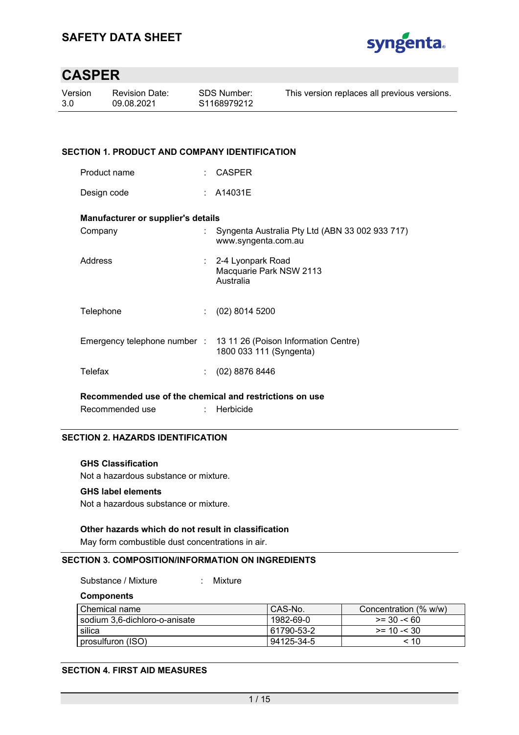# SAFETY DATA SHEET

## CASPER

| Version | Revision Date: | SDS Number: | This version replaces all previous versions. |
|---|---|---|---|
| 3.0 | 09.08.2021 | S1168979212 | |

## SECTION 1. PRODUCT AND COMPANY IDENTIFICATION

Product name : CASPER

Design code : A14031E

**Manufacturer or supplier's details**

Company : Syngenta Australia Pty Ltd (ABN 33 002 933 717)
www.syngenta.com.au

Address : 2-4 Lyonpark Road
Macquarie Park NSW 2113
Australia

Telephone : (02) 8014 5200

Emergency telephone number : 13 11 26 (Poison Information Centre)
1800 033 111 (Syngenta)

Telefax : (02) 8876 8446

**Recommended use of the chemical and restrictions on use**

Recommended use : Herbicide

## SECTION 2. HAZARDS IDENTIFICATION

**GHS Classification**

Not a hazardous substance or mixture.

**GHS label elements**

Not a hazardous substance or mixture.

**Other hazards which do not result in classification**

May form combustible dust concentrations in air.

## SECTION 3. COMPOSITION/INFORMATION ON INGREDIENTS

Substance / Mixture : Mixture

**Components**

| Chemical name | CAS-No. | Concentration (% w/w) |
|---|---|---|
| sodium 3,6-dichloro-o-anisate | 1982-69-0 | >= 30 -< 60 |
| silica | 61790-53-2 | >= 10 -< 30 |
| prosulfuron (ISO) | 94125-34-5 | < 10 |

## SECTION 4. FIRST AID MEASURES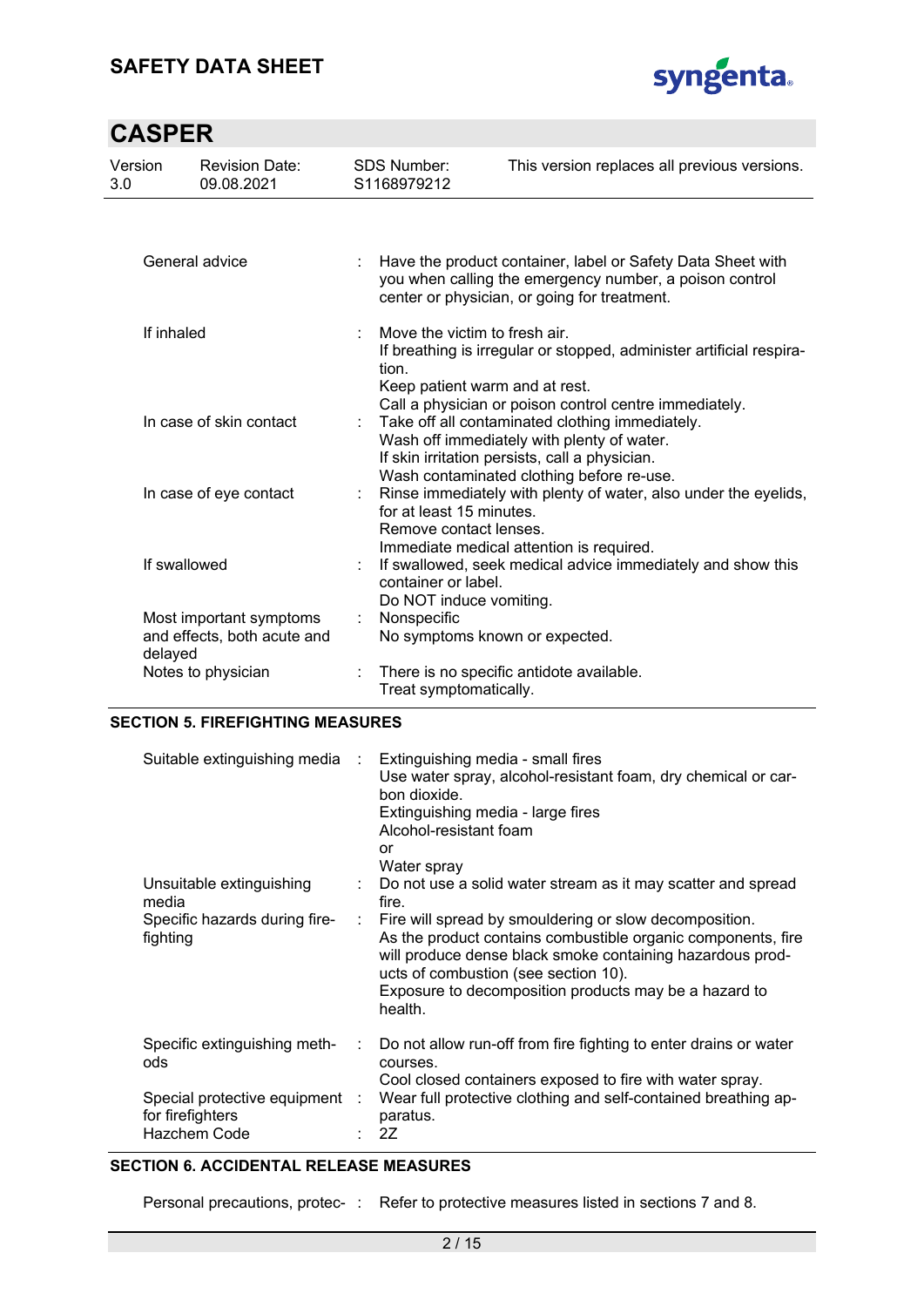| | | |
|---|---|---|
| General advice | : | Have the product container, label or Safety Data Sheet with you when calling the emergency number, a poison control center or physician, or going for treatment. |
| If inhaled | : | Move the victim to fresh air.<br>If breathing is irregular or stopped, administer artificial respiration.<br>Keep patient warm and at rest.<br>Call a physician or poison control centre immediately. |
| In case of skin contact | : | Take off all contaminated clothing immediately.<br>Wash off immediately with plenty of water.<br>If skin irritation persists, call a physician.<br>Wash contaminated clothing before re-use. |
| In case of eye contact | : | Rinse immediately with plenty of water, also under the eyelids, for at least 15 minutes.<br>Remove contact lenses.<br>Immediate medical attention is required. |
| If swallowed | : | If swallowed, seek medical advice immediately and show this container or label.<br>Do NOT induce vomiting. |
| Most important symptoms and effects, both acute and delayed | : | Nonspecific<br>No symptoms known or expected. |
| Notes to physician | : | There is no specific antidote available.<br>Treat symptomatically. |

## SECTION 5. FIREFIGHTING MEASURES

| | | |
|---|---|---|
| Suitable extinguishing media | : | Extinguishing media - small fires<br>Use water spray, alcohol-resistant foam, dry chemical or carbon dioxide.<br>Extinguishing media - large fires<br>Alcohol-resistant foam<br>or<br>Water spray |
| Unsuitable extinguishing media | : | Do not use a solid water stream as it may scatter and spread fire. |
| Specific hazards during firefighting | : | Fire will spread by smouldering or slow decomposition.<br>As the product contains combustible organic components, fire will produce dense black smoke containing hazardous products of combustion (see section 10).<br>Exposure to decomposition products may be a hazard to health. |
| Specific extinguishing methods | : | Do not allow run-off from fire fighting to enter drains or water courses.<br>Cool closed containers exposed to fire with water spray. |
| Special protective equipment for firefighters | : | Wear full protective clothing and self-contained breathing apparatus. |
| Hazchem Code | : | 2Z |

## SECTION 6. ACCIDENTAL RELEASE MEASURES

| | | |
|---|---|---|
| Personal precautions, protec- | : | Refer to protective measures listed in sections 7 and 8. |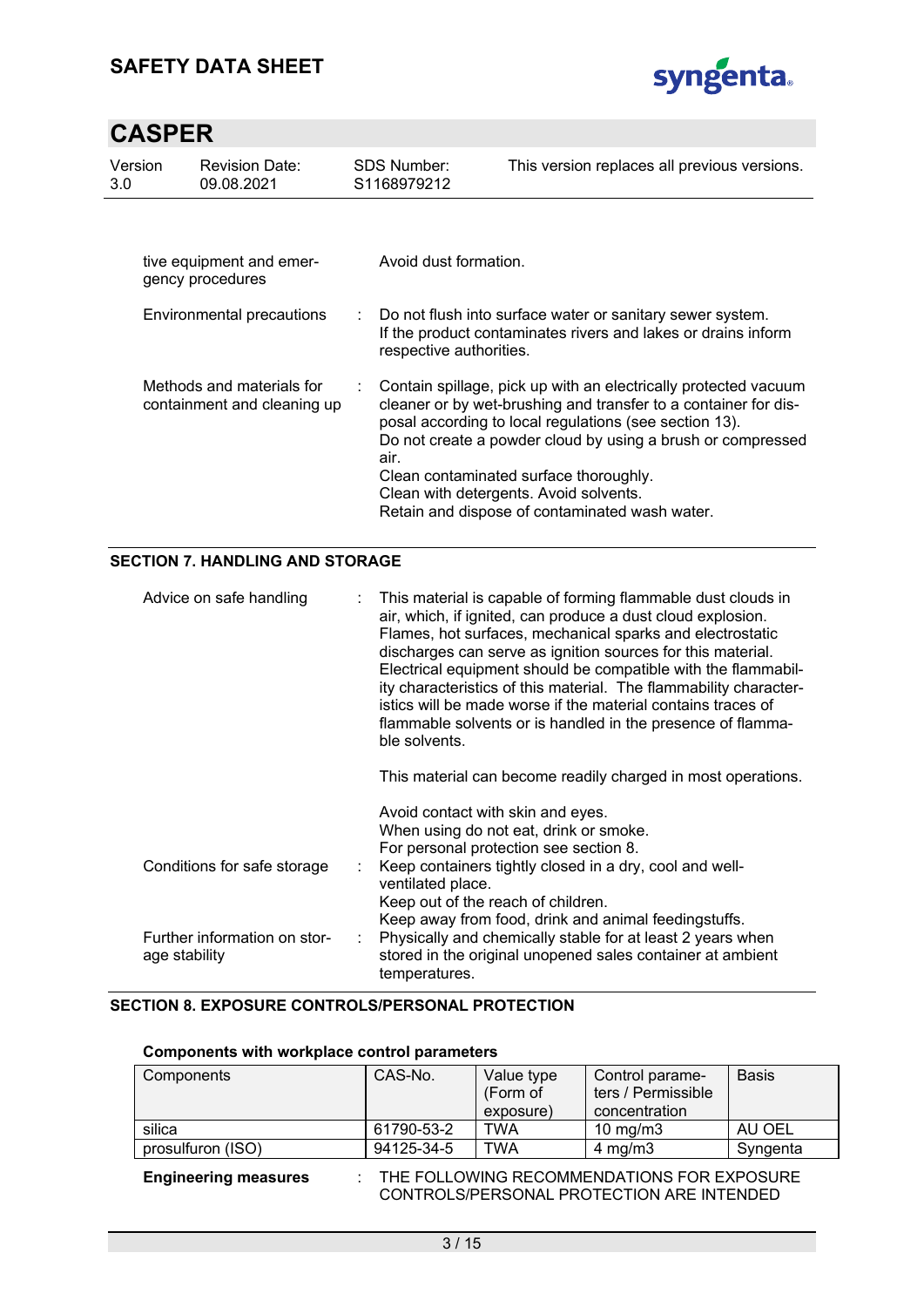| | | |
|---|---|---|
| tive equipment and emergency procedures | | Avoid dust formation. |
| Environmental precautions | : | Do not flush into surface water or sanitary sewer system. If the product contaminates rivers and lakes or drains inform respective authorities. |
| Methods and materials for containment and cleaning up | : | Contain spillage, pick up with an electrically protected vacuum cleaner or by wet-brushing and transfer to a container for disposal according to local regulations (see section 13). Do not create a powder cloud by using a brush or compressed air. Clean contaminated surface thoroughly. Clean with detergents. Avoid solvents. Retain and dispose of contaminated wash water. |

## SECTION 7. HANDLING AND STORAGE

| | | |
|---|---|---|
| Advice on safe handling | : | This material is capable of forming flammable dust clouds in air, which, if ignited, can produce a dust cloud explosion. Flames, hot surfaces, mechanical sparks and electrostatic discharges can serve as ignition sources for this material. Electrical equipment should be compatible with the flammability characteristics of this material. The flammability characteristics will be made worse if the material contains traces of flammable solvents or is handled in the presence of flammable solvents.<br><br>This material can become readily charged in most operations.<br><br>Avoid contact with skin and eyes.<br>When using do not eat, drink or smoke.<br>For personal protection see section 8. |
| Conditions for safe storage | : | Keep containers tightly closed in a dry, cool and well-ventilated place.<br>Keep out of the reach of children.<br>Keep away from food, drink and animal feedingstuffs. |
| Further information on storage stability | : | Physically and chemically stable for at least 2 years when stored in the original unopened sales container at ambient temperatures. |

## SECTION 8. EXPOSURE CONTROLS/PERSONAL PROTECTION

**Components with workplace control parameters**

| Components | CAS-No. | Value type (Form of exposure) | Control parameters / Permissible concentration | Basis |
|---|---|---|---|---|
| silica | 61790-53-2 | TWA | 10 mg/m3 | AU OEL |
| prosulfuron (ISO) | 94125-34-5 | TWA | 4 mg/m3 | Syngenta |

**Engineering measures** : THE FOLLOWING RECOMMENDATIONS FOR EXPOSURE CONTROLS/PERSONAL PROTECTION ARE INTENDED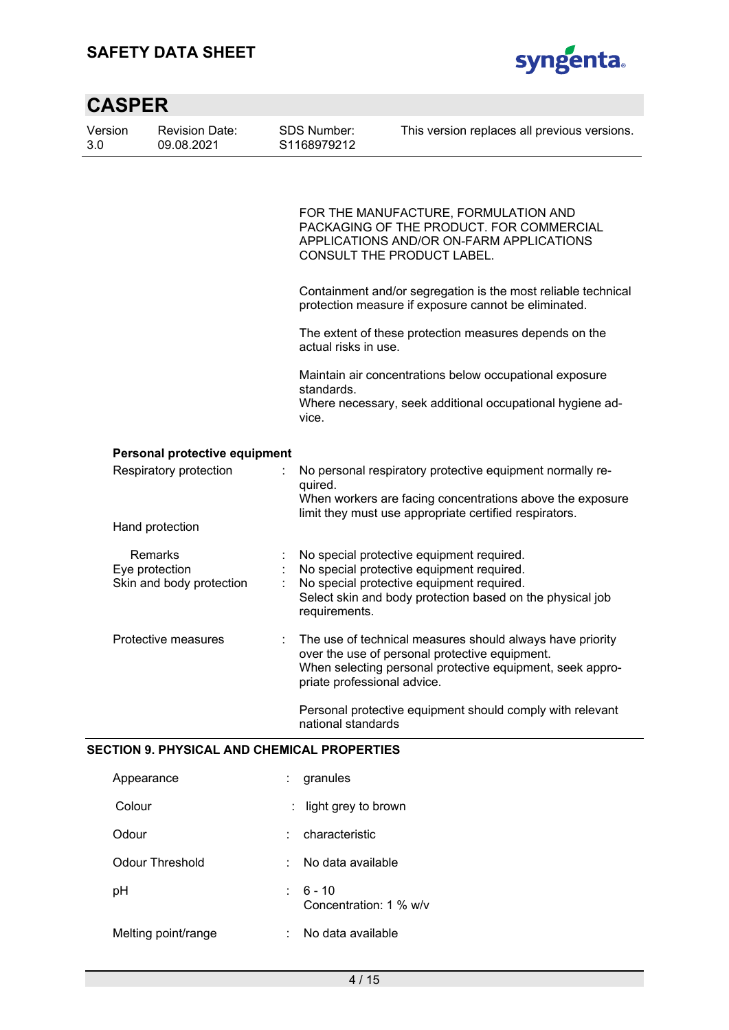FOR THE MANUFACTURE, FORMULATION AND PACKAGING OF THE PRODUCT. FOR COMMERCIAL APPLICATIONS AND/OR ON-FARM APPLICATIONS CONSULT THE PRODUCT LABEL.

Containment and/or segregation is the most reliable technical protection measure if exposure cannot be eliminated.

The extent of these protection measures depends on the actual risks in use.

Maintain air concentrations below occupational exposure standards.
Where necessary, seek additional occupational hygiene advice.

**Personal protective equipment**

| | | |
|---|---|---|
| Respiratory protection | : | No personal respiratory protective equipment normally required.<br>When workers are facing concentrations above the exposure limit they must use appropriate certified respirators. |
| Hand protection | | |
| Remarks | : | No special protective equipment required. |
| Eye protection | : | No special protective equipment required. |
| Skin and body protection | : | No special protective equipment required.<br>Select skin and body protection based on the physical job requirements. |
| Protective measures | : | The use of technical measures should always have priority over the use of personal protective equipment.<br>When selecting personal protective equipment, seek appropriate professional advice.<br><br>Personal protective equipment should comply with relevant national standards |

## SECTION 9. PHYSICAL AND CHEMICAL PROPERTIES

| | | |
|---|---|---|
| Appearance | : | granules |
| Colour | : | light grey to brown |
| Odour | : | characteristic |
| Odour Threshold | : | No data available |
| pH | : | 6 - 10<br>Concentration: 1 % w/v |
| Melting point/range | : | No data available |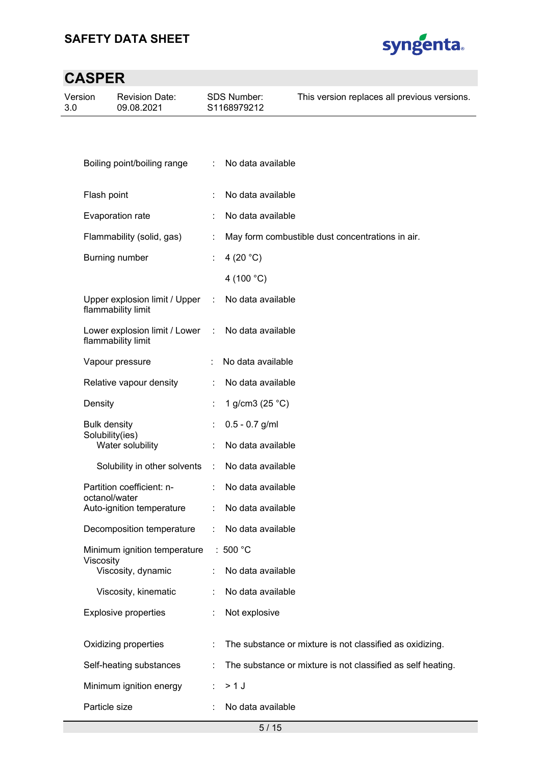| | | |
|---|---|---|
| Boiling point/boiling range | : | No data available |
| Flash point | : | No data available |
| Evaporation rate | : | No data available |
| Flammability (solid, gas) | : | May form combustible dust concentrations in air. |
| Burning number | : | 4 (20 °C) |
| | | 4 (100 °C) |
| Upper explosion limit / Upper flammability limit | : | No data available |
| Lower explosion limit / Lower flammability limit | : | No data available |
| Vapour pressure | : | No data available |
| Relative vapour density | : | No data available |
| Density | : | 1 g/cm3 (25 °C) |
| Bulk density | : | 0.5 - 0.7 g/ml |
| Solubility(ies) | | |
| Water solubility | : | No data available |
| Solubility in other solvents | : | No data available |
| Partition coefficient: n-octanol/water | : | No data available |
| Auto-ignition temperature | : | No data available |
| Decomposition temperature | : | No data available |
| Minimum ignition temperature | : | 500 °C |
| Viscosity | | |
| Viscosity, dynamic | : | No data available |
| Viscosity, kinematic | : | No data available |
| Explosive properties | : | Not explosive |
| Oxidizing properties | : | The substance or mixture is not classified as oxidizing. |
| Self-heating substances | : | The substance or mixture is not classified as self heating. |
| Minimum ignition energy | : | > 1 J |
| Particle size | : | No data available |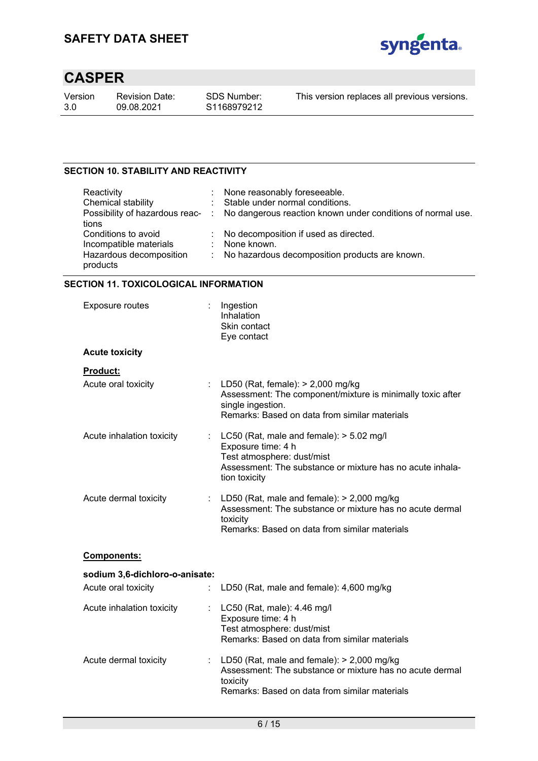## SECTION 10. STABILITY AND REACTIVITY

| | | |
|---|---|---|
| Reactivity | : | None reasonably foreseeable. |
| Chemical stability | : | Stable under normal conditions. |
| Possibility of hazardous reactions | : | No dangerous reaction known under conditions of normal use. |
| Conditions to avoid | : | No decomposition if used as directed. |
| Incompatible materials | : | None known. |
| Hazardous decomposition products | : | No hazardous decomposition products are known. |

## SECTION 11. TOXICOLOGICAL INFORMATION

Exposure routes : Ingestion
Inhalation
Skin contact
Eye contact

**Acute toxicity**

**Product:**

Acute oral toxicity : LD50 (Rat, female): > 2,000 mg/kg
Assessment: The component/mixture is minimally toxic after single ingestion.
Remarks: Based on data from similar materials

Acute inhalation toxicity : LC50 (Rat, male and female): > 5.02 mg/l
Exposure time: 4 h
Test atmosphere: dust/mist
Assessment: The substance or mixture has no acute inhalation toxicity

Acute dermal toxicity : LD50 (Rat, male and female): > 2,000 mg/kg
Assessment: The substance or mixture has no acute dermal toxicity
Remarks: Based on data from similar materials

**Components:**

**sodium 3,6-dichloro-o-anisate:**

Acute oral toxicity : LD50 (Rat, male and female): 4,600 mg/kg

Acute inhalation toxicity : LC50 (Rat, male): 4.46 mg/l
Exposure time: 4 h
Test atmosphere: dust/mist
Remarks: Based on data from similar materials

Acute dermal toxicity : LD50 (Rat, male and female): > 2,000 mg/kg
Assessment: The substance or mixture has no acute dermal toxicity
Remarks: Based on data from similar materials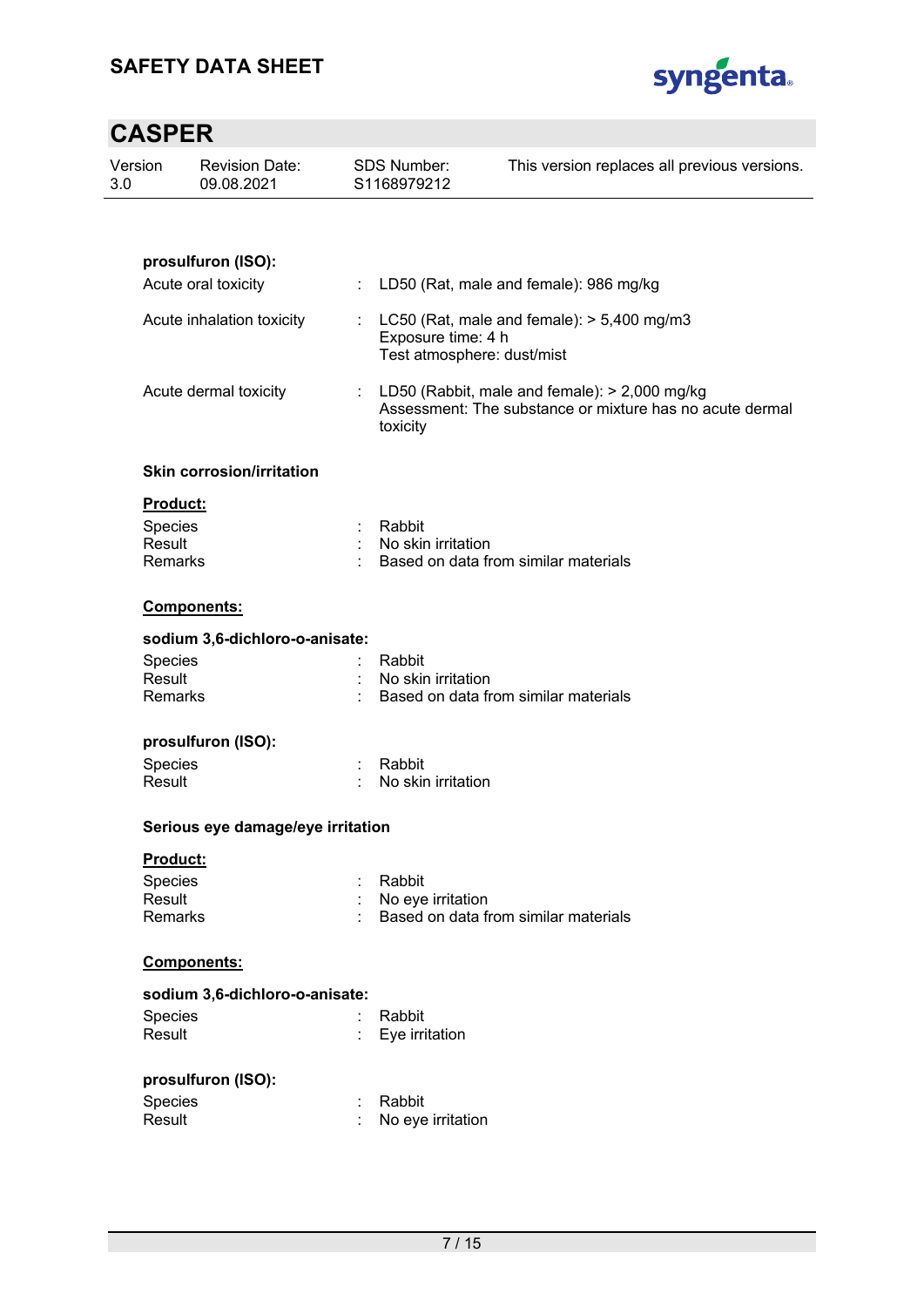**prosulfuron (ISO):**

Acute oral toxicity : LD50 (Rat, male and female): 986 mg/kg

Acute inhalation toxicity : LC50 (Rat, male and female): > 5,400 mg/m3
Exposure time: 4 h
Test atmosphere: dust/mist

Acute dermal toxicity : LD50 (Rabbit, male and female): > 2,000 mg/kg
Assessment: The substance or mixture has no acute dermal toxicity

**Skin corrosion/irritation**

**Product:**

Species : Rabbit
Result : No skin irritation
Remarks : Based on data from similar materials

**Components:**

**sodium 3,6-dichloro-o-anisate:**

Species : Rabbit
Result : No skin irritation
Remarks : Based on data from similar materials

**prosulfuron (ISO):**

Species : Rabbit
Result : No skin irritation

**Serious eye damage/eye irritation**

**Product:**

Species : Rabbit
Result : No eye irritation
Remarks : Based on data from similar materials

**Components:**

**sodium 3,6-dichloro-o-anisate:**

Species : Rabbit
Result : Eye irritation

**prosulfuron (ISO):**

Species : Rabbit
Result : No eye irritation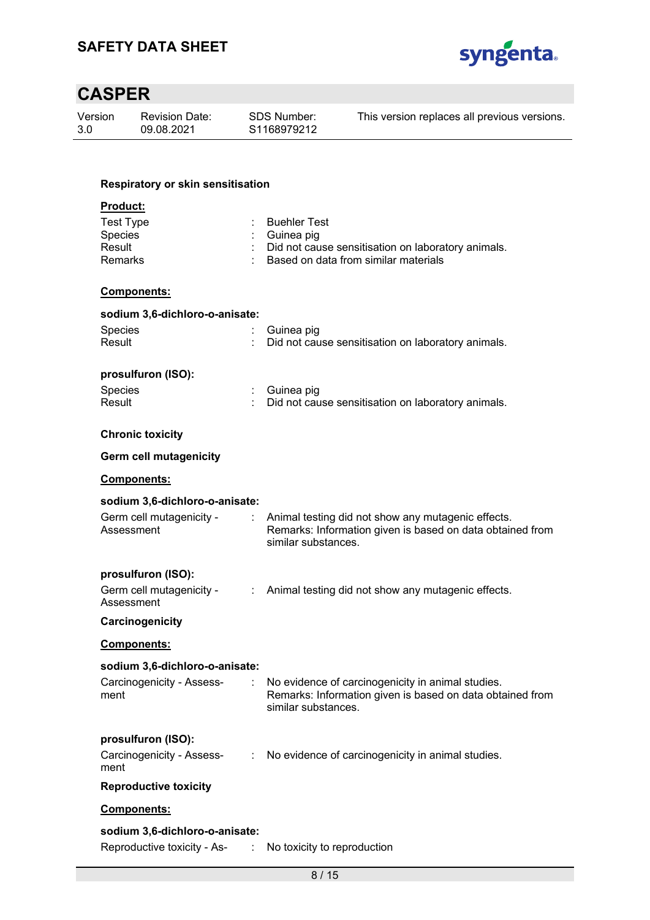**Respiratory or skin sensitisation**

**Product:**

Test Type : Buehler Test
Species : Guinea pig
Result : Did not cause sensitisation on laboratory animals.
Remarks : Based on data from similar materials

**Components:**

**sodium 3,6-dichloro-o-anisate:**

Species : Guinea pig
Result : Did not cause sensitisation on laboratory animals.

**prosulfuron (ISO):**

Species : Guinea pig
Result : Did not cause sensitisation on laboratory animals.

**Chronic toxicity**

**Germ cell mutagenicity**

**Components:**

**sodium 3,6-dichloro-o-anisate:**

Germ cell mutagenicity - Assessment : Animal testing did not show any mutagenic effects.
Remarks: Information given is based on data obtained from similar substances.

**prosulfuron (ISO):**

Germ cell mutagenicity - Assessment : Animal testing did not show any mutagenic effects.

**Carcinogenicity**

**Components:**

**sodium 3,6-dichloro-o-anisate:**

Carcinogenicity - Assessment : No evidence of carcinogenicity in animal studies.
Remarks: Information given is based on data obtained from similar substances.

**prosulfuron (ISO):**

Carcinogenicity - Assessment : No evidence of carcinogenicity in animal studies.

**Reproductive toxicity**

**Components:**

**sodium 3,6-dichloro-o-anisate:**

Reproductive toxicity - As- : No toxicity to reproduction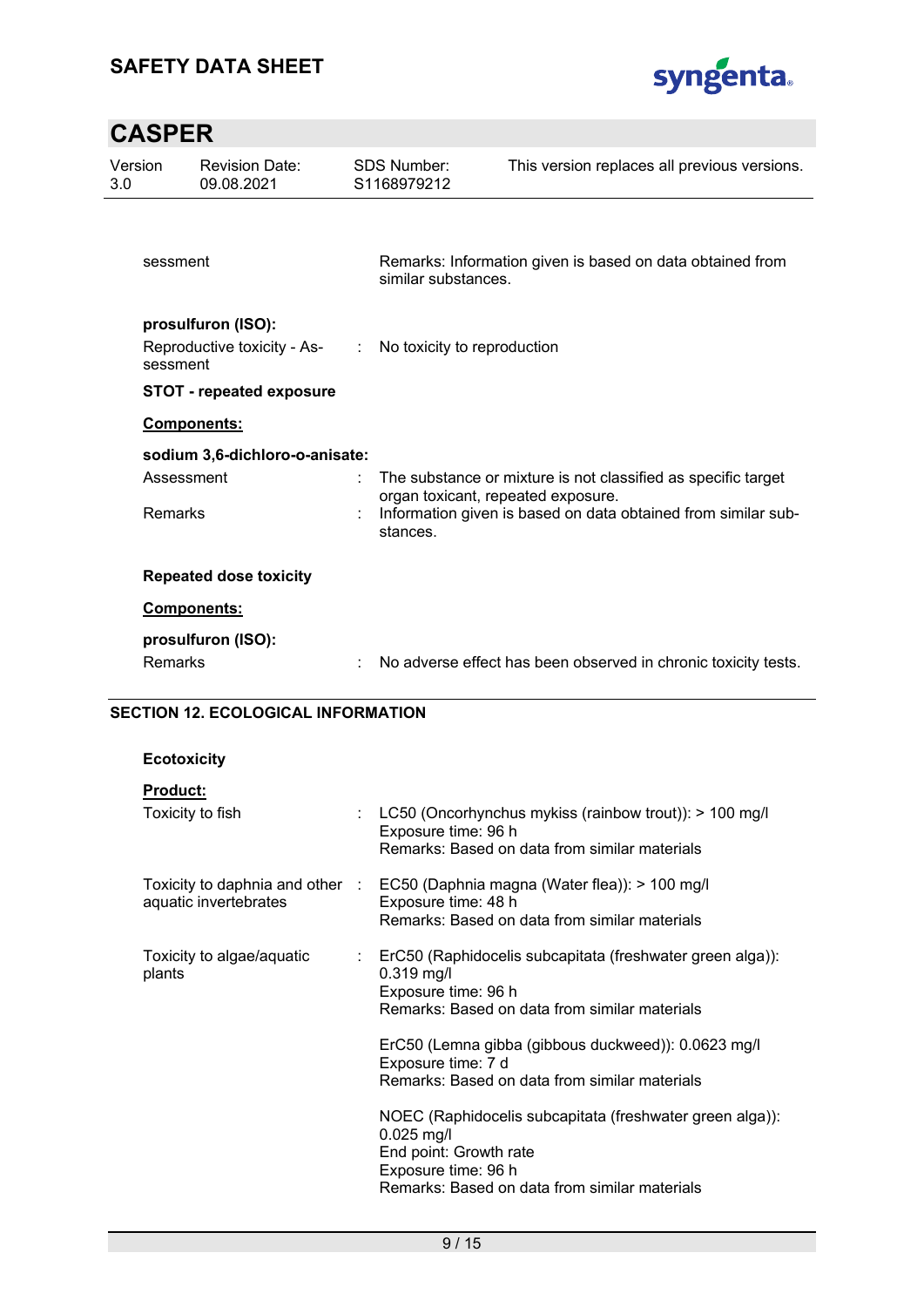sessment | Remarks: Information given is based on data obtained from similar substances.

**prosulfuron (ISO):**

Reproductive toxicity - Assessment : No toxicity to reproduction

**STOT - repeated exposure**

**Components:**

**sodium 3,6-dichloro-o-anisate:**

Assessment : The substance or mixture is not classified as specific target organ toxicant, repeated exposure.

Remarks : Information given is based on data obtained from similar substances.

**Repeated dose toxicity**

**Components:**

**prosulfuron (ISO):**

Remarks : No adverse effect has been observed in chronic toxicity tests.

## SECTION 12. ECOLOGICAL INFORMATION

**Ecotoxicity**

**Product:**

Toxicity to fish : LC50 (Oncorhynchus mykiss (rainbow trout)): > 100 mg/l
Exposure time: 96 h
Remarks: Based on data from similar materials

Toxicity to daphnia and other aquatic invertebrates : EC50 (Daphnia magna (Water flea)): > 100 mg/l
Exposure time: 48 h
Remarks: Based on data from similar materials

Toxicity to algae/aquatic plants : ErC50 (Raphidocelis subcapitata (freshwater green alga)): 0.319 mg/l
Exposure time: 96 h
Remarks: Based on data from similar materials

ErC50 (Lemna gibba (gibbous duckweed)): 0.0623 mg/l
Exposure time: 7 d
Remarks: Based on data from similar materials

NOEC (Raphidocelis subcapitata (freshwater green alga)): 0.025 mg/l
End point: Growth rate
Exposure time: 96 h
Remarks: Based on data from similar materials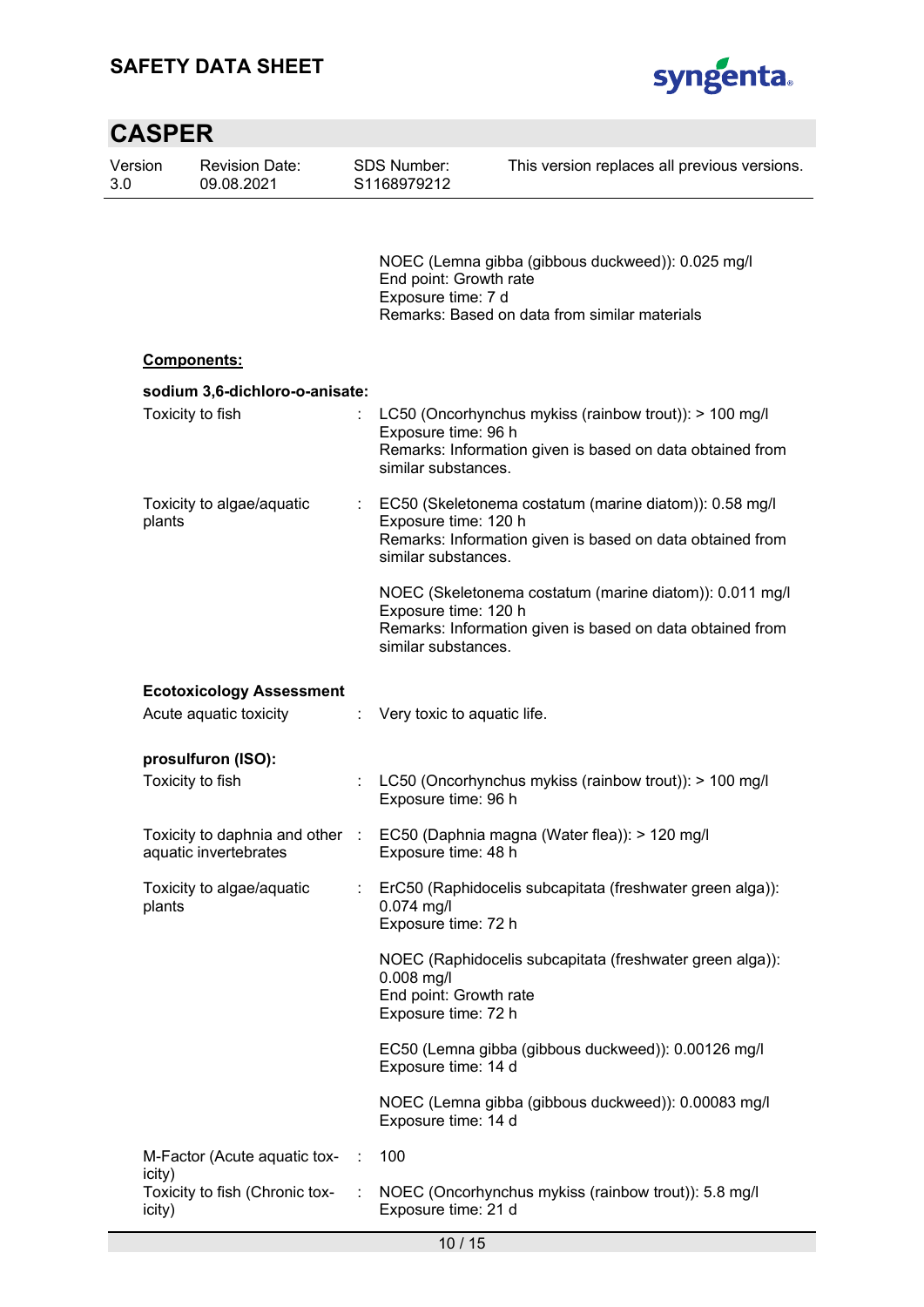NOEC (Lemna gibba (gibbous duckweed)): 0.025 mg/l
End point: Growth rate
Exposure time: 7 d
Remarks: Based on data from similar materials

**Components:**

**sodium 3,6-dichloro-o-anisate:**

| | | |
|---|---|---|
| Toxicity to fish | : | LC50 (Oncorhynchus mykiss (rainbow trout)): > 100 mg/l<br>Exposure time: 96 h<br>Remarks: Information given is based on data obtained from similar substances. |
| Toxicity to algae/aquatic plants | : | EC50 (Skeletonema costatum (marine diatom)): 0.58 mg/l<br>Exposure time: 120 h<br>Remarks: Information given is based on data obtained from similar substances.<br><br>NOEC (Skeletonema costatum (marine diatom)): 0.011 mg/l<br>Exposure time: 120 h<br>Remarks: Information given is based on data obtained from similar substances. |

**Ecotoxicology Assessment**

| | | |
|---|---|---|
| Acute aquatic toxicity | : | Very toxic to aquatic life. |

**prosulfuron (ISO):**

| | | |
|---|---|---|
| Toxicity to fish | : | LC50 (Oncorhynchus mykiss (rainbow trout)): > 100 mg/l<br>Exposure time: 96 h |
| Toxicity to daphnia and other aquatic invertebrates | : | EC50 (Daphnia magna (Water flea)): > 120 mg/l<br>Exposure time: 48 h |
| Toxicity to algae/aquatic plants | : | ErC50 (Raphidocelis subcapitata (freshwater green alga)): 0.074 mg/l<br>Exposure time: 72 h<br><br>NOEC (Raphidocelis subcapitata (freshwater green alga)): 0.008 mg/l<br>End point: Growth rate<br>Exposure time: 72 h<br><br>EC50 (Lemna gibba (gibbous duckweed)): 0.00126 mg/l<br>Exposure time: 14 d<br><br>NOEC (Lemna gibba (gibbous duckweed)): 0.00083 mg/l<br>Exposure time: 14 d |
| M-Factor (Acute aquatic toxicity) | : | 100 |
| Toxicity to fish (Chronic toxicity) | : | NOEC (Oncorhynchus mykiss (rainbow trout)): 5.8 mg/l<br>Exposure time: 21 d |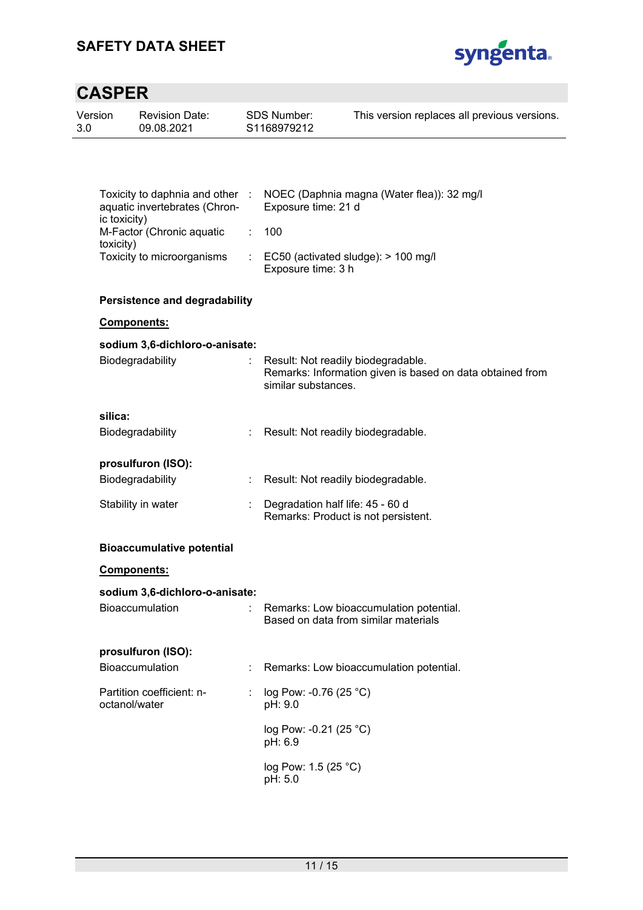Toxicity to daphnia and other aquatic invertebrates (Chronic toxicity) : NOEC (Daphnia magna (Water flea)): 32 mg/l
Exposure time: 21 d

M-Factor (Chronic aquatic toxicity) : 100

Toxicity to microorganisms : EC50 (activated sludge): > 100 mg/l
Exposure time: 3 h

**Persistence and degradability**

**Components:**

**sodium 3,6-dichloro-o-anisate:**

Biodegradability : Result: Not readily biodegradable.
Remarks: Information given is based on data obtained from similar substances.

**silica:**

Biodegradability : Result: Not readily biodegradable.

**prosulfuron (ISO):**

Biodegradability : Result: Not readily biodegradable.

Stability in water : Degradation half life: 45 - 60 d
Remarks: Product is not persistent.

**Bioaccumulative potential**

**Components:**

**sodium 3,6-dichloro-o-anisate:**

Bioaccumulation : Remarks: Low bioaccumulation potential.
Based on data from similar materials

**prosulfuron (ISO):**

Bioaccumulation : Remarks: Low bioaccumulation potential.

Partition coefficient: n-octanol/water : log Pow: -0.76 (25 °C)
pH: 9.0

log Pow: -0.21 (25 °C)
pH: 6.9

log Pow: 1.5 (25 °C)
pH: 5.0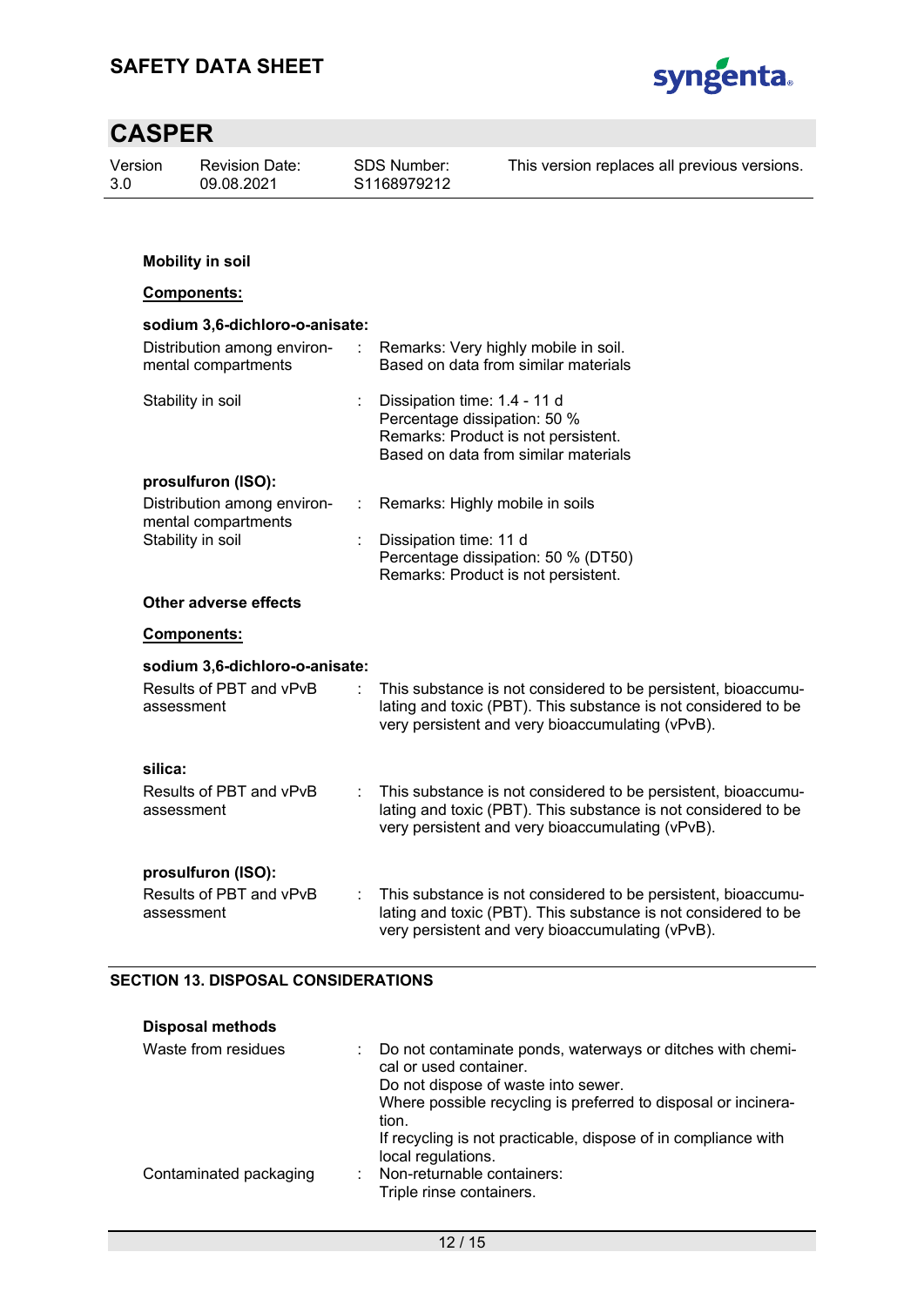**Mobility in soil**

**Components:**

**sodium 3,6-dichloro-o-anisate:**

| | | |
|---|---|---|
| Distribution among environmental compartments | : | Remarks: Very highly mobile in soil. Based on data from similar materials |
| Stability in soil | : | Dissipation time: 1.4 - 11 d<br>Percentage dissipation: 50 %<br>Remarks: Product is not persistent.<br>Based on data from similar materials |

**prosulfuron (ISO):**

| | | |
|---|---|---|
| Distribution among environmental compartments | : | Remarks: Highly mobile in soils |
| Stability in soil | : | Dissipation time: 11 d<br>Percentage dissipation: 50 % (DT50)<br>Remarks: Product is not persistent. |

**Other adverse effects**

**Components:**

**sodium 3,6-dichloro-o-anisate:**

| | | |
|---|---|---|
| Results of PBT and vPvB assessment | : | This substance is not considered to be persistent, bioaccumulating and toxic (PBT). This substance is not considered to be very persistent and very bioaccumulating (vPvB). |

**silica:**

| | | |
|---|---|---|
| Results of PBT and vPvB assessment | : | This substance is not considered to be persistent, bioaccumulating and toxic (PBT). This substance is not considered to be very persistent and very bioaccumulating (vPvB). |

**prosulfuron (ISO):**

| | | |
|---|---|---|
| Results of PBT and vPvB assessment | : | This substance is not considered to be persistent, bioaccumulating and toxic (PBT). This substance is not considered to be very persistent and very bioaccumulating (vPvB). |

## SECTION 13. DISPOSAL CONSIDERATIONS

**Disposal methods**

| | | |
|---|---|---|
| Waste from residues | : | Do not contaminate ponds, waterways or ditches with chemical or used container.<br>Do not dispose of waste into sewer.<br>Where possible recycling is preferred to disposal or incineration.<br>If recycling is not practicable, dispose of in compliance with local regulations. |
| Contaminated packaging | : | Non-returnable containers:<br>Triple rinse containers. |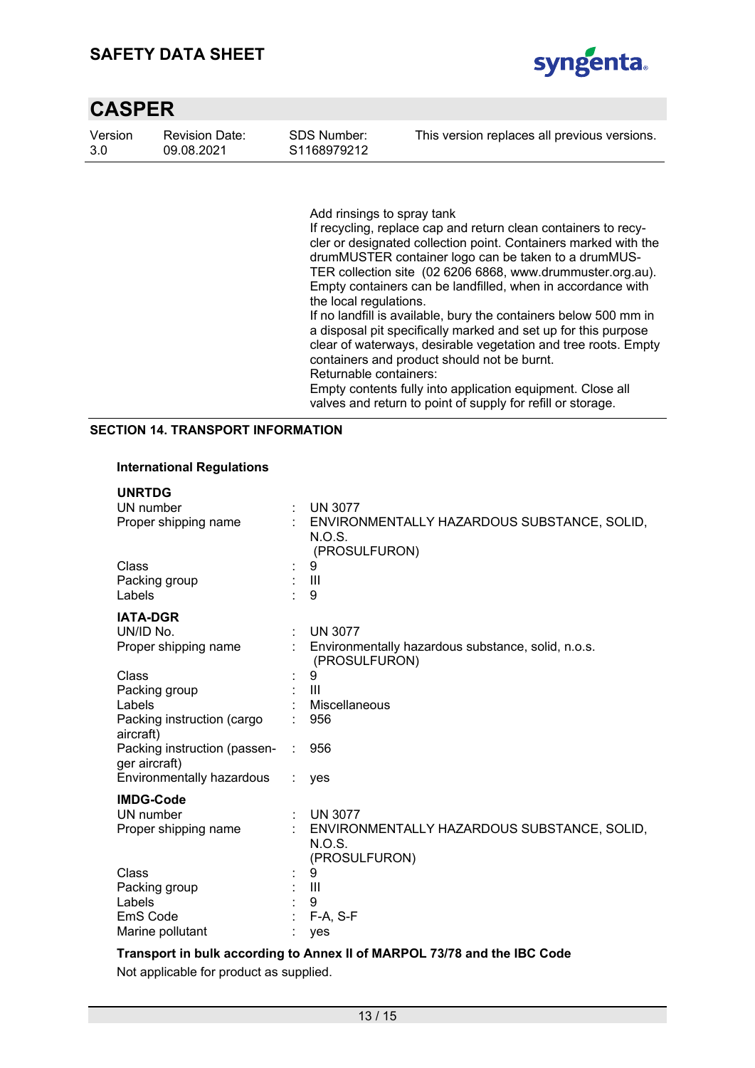Add rinsings to spray tank
If recycling, replace cap and return clean containers to recycler or designated collection point. Containers marked with the drumMUSTER container logo can be taken to a drumMUSTER collection site (02 6206 6868, www.drummuster.org.au).
Empty containers can be landfilled, when in accordance with the local regulations.
If no landfill is available, bury the containers below 500 mm in a disposal pit specifically marked and set up for this purpose clear of waterways, desirable vegetation and tree roots. Empty containers and product should not be burnt.
Returnable containers:
Empty contents fully into application equipment. Close all valves and return to point of supply for refill or storage.

## SECTION 14. TRANSPORT INFORMATION

**International Regulations**

**UNRTDG**

| | | |
|---|---|---|
| UN number | : | UN 3077 |
| Proper shipping name | : | ENVIRONMENTALLY HAZARDOUS SUBSTANCE, SOLID, N.O.S. (PROSULFURON) |
| Class | : | 9 |
| Packing group | : | III |
| Labels | : | 9 |

**IATA-DGR**

| | | |
|---|---|---|
| UN/ID No. | : | UN 3077 |
| Proper shipping name | : | Environmentally hazardous substance, solid, n.o.s. (PROSULFURON) |
| Class | : | 9 |
| Packing group | : | III |
| Labels | : | Miscellaneous |
| Packing instruction (cargo aircraft) | : | 956 |
| Packing instruction (passenger aircraft) | : | 956 |
| Environmentally hazardous | : | yes |

**IMDG-Code**

| | | |
|---|---|---|
| UN number | : | UN 3077 |
| Proper shipping name | : | ENVIRONMENTALLY HAZARDOUS SUBSTANCE, SOLID, N.O.S. (PROSULFURON) |
| Class | : | 9 |
| Packing group | : | III |
| Labels | : | 9 |
| EmS Code | : | F-A, S-F |
| Marine pollutant | : | yes |

**Transport in bulk according to Annex II of MARPOL 73/78 and the IBC Code**

Not applicable for product as supplied.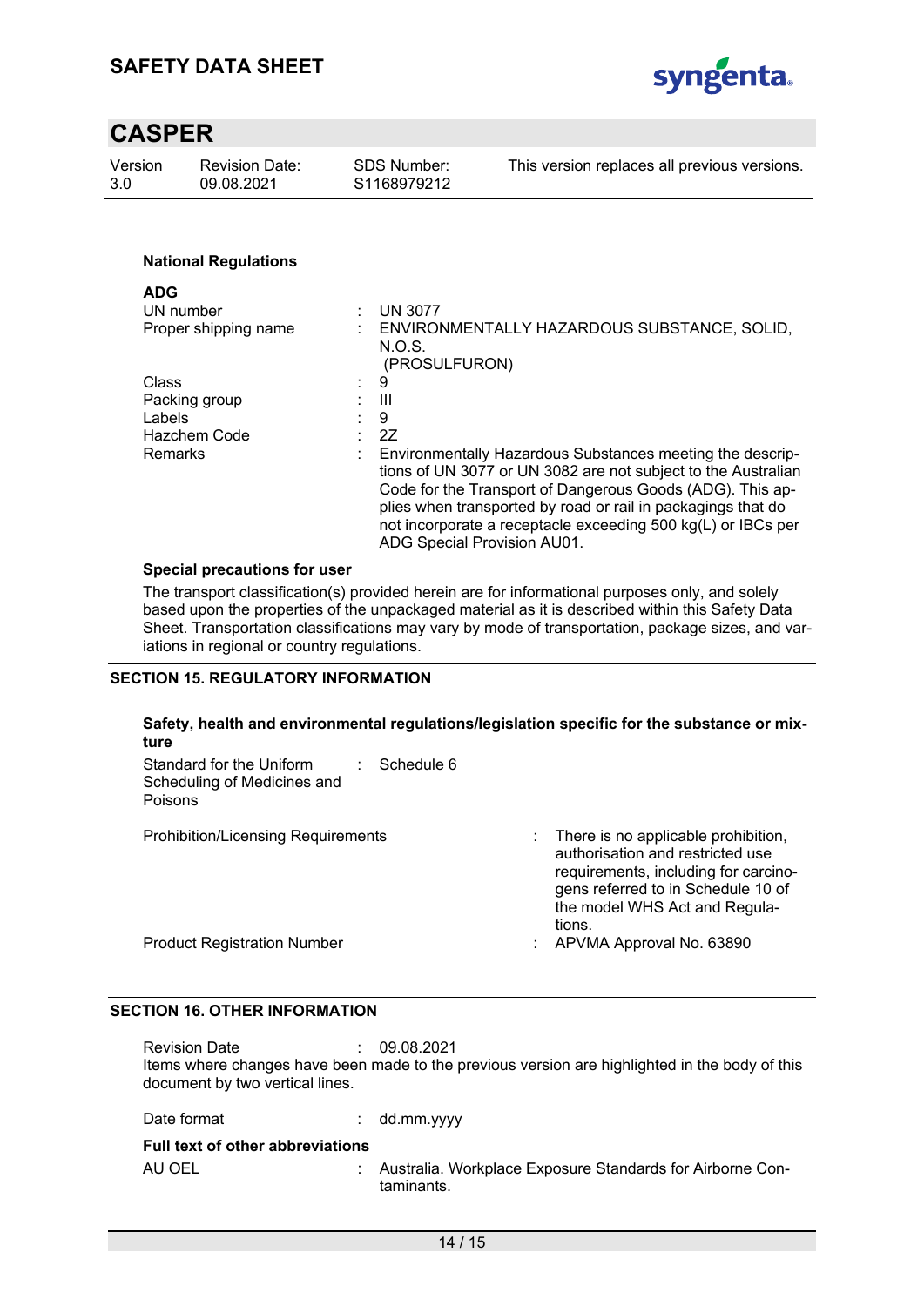**National Regulations**

**ADG**

| | | |
|---|---|---|
| UN number | : | UN 3077 |
| Proper shipping name | : | ENVIRONMENTALLY HAZARDOUS SUBSTANCE, SOLID, N.O.S. (PROSULFURON) |
| Class | : | 9 |
| Packing group | : | III |
| Labels | : | 9 |
| Hazchem Code | : | 2Z |
| Remarks | : | Environmentally Hazardous Substances meeting the descriptions of UN 3077 or UN 3082 are not subject to the Australian Code for the Transport of Dangerous Goods (ADG). This applies when transported by road or rail in packagings that do not incorporate a receptacle exceeding 500 kg(L) or IBCs per ADG Special Provision AU01. |

**Special precautions for user**

The transport classification(s) provided herein are for informational purposes only, and solely based upon the properties of the unpackaged material as it is described within this Safety Data Sheet. Transportation classifications may vary by mode of transportation, package sizes, and variations in regional or country regulations.

## SECTION 15. REGULATORY INFORMATION

**Safety, health and environmental regulations/legislation specific for the substance or mixture**

| | | |
|---|---|---|
| Standard for the Uniform Scheduling of Medicines and Poisons | : | Schedule 6 |
| Prohibition/Licensing Requirements | : | There is no applicable prohibition, authorisation and restricted use requirements, including for carcinogens referred to in Schedule 10 of the model WHS Act and Regulations. |
| Product Registration Number | : | APVMA Approval No. 63890 |

## SECTION 16. OTHER INFORMATION

Revision Date : 09.08.2021

Items where changes have been made to the previous version are highlighted in the body of this document by two vertical lines.

Date format : dd.mm.yyyy

**Full text of other abbreviations**

AU OEL : Australia. Workplace Exposure Standards for Airborne Contaminants.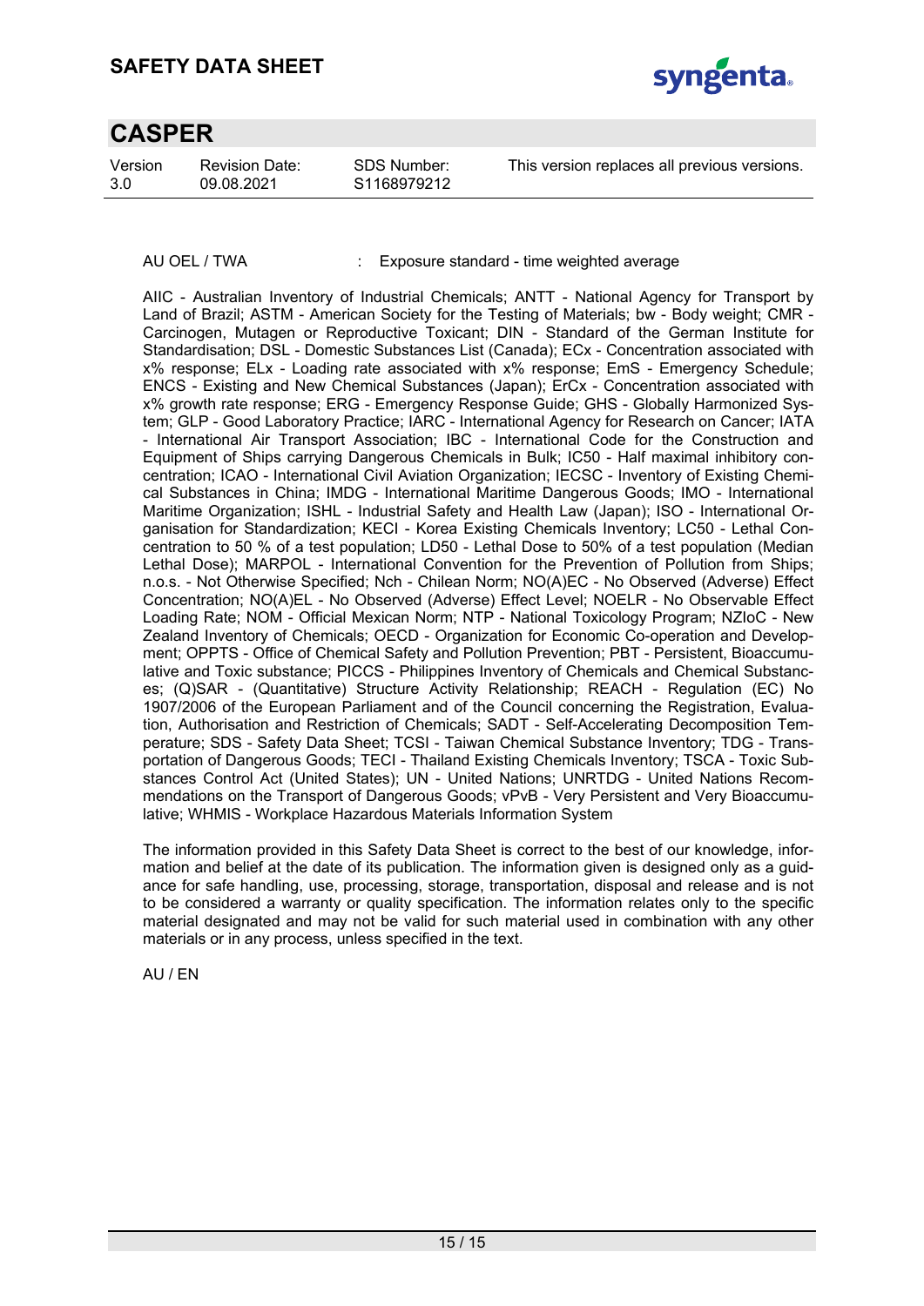AU OEL / TWA : Exposure standard - time weighted average

AIIC - Australian Inventory of Industrial Chemicals; ANTT - National Agency for Transport by Land of Brazil; ASTM - American Society for the Testing of Materials; bw - Body weight; CMR - Carcinogen, Mutagen or Reproductive Toxicant; DIN - Standard of the German Institute for Standardisation; DSL - Domestic Substances List (Canada); ECx - Concentration associated with x% response; ELx - Loading rate associated with x% response; EmS - Emergency Schedule; ENCS - Existing and New Chemical Substances (Japan); ErCx - Concentration associated with x% growth rate response; ERG - Emergency Response Guide; GHS - Globally Harmonized System; GLP - Good Laboratory Practice; IARC - International Agency for Research on Cancer; IATA - International Air Transport Association; IBC - International Code for the Construction and Equipment of Ships carrying Dangerous Chemicals in Bulk; IC50 - Half maximal inhibitory concentration; ICAO - International Civil Aviation Organization; IECSC - Inventory of Existing Chemical Substances in China; IMDG - International Maritime Dangerous Goods; IMO - International Maritime Organization; ISHL - Industrial Safety and Health Law (Japan); ISO - International Organisation for Standardization; KECI - Korea Existing Chemicals Inventory; LC50 - Lethal Concentration to 50 % of a test population; LD50 - Lethal Dose to 50% of a test population (Median Lethal Dose); MARPOL - International Convention for the Prevention of Pollution from Ships; n.o.s. - Not Otherwise Specified; Nch - Chilean Norm; NO(A)EC - No Observed (Adverse) Effect Concentration; NO(A)EL - No Observed (Adverse) Effect Level; NOELR - No Observable Effect Loading Rate; NOM - Official Mexican Norm; NTP - National Toxicology Program; NZIoC - New Zealand Inventory of Chemicals; OECD - Organization for Economic Co-operation and Development; OPPTS - Office of Chemical Safety and Pollution Prevention; PBT - Persistent, Bioaccumulative and Toxic substance; PICCS - Philippines Inventory of Chemicals and Chemical Substances; (Q)SAR - (Quantitative) Structure Activity Relationship; REACH - Regulation (EC) No 1907/2006 of the European Parliament and of the Council concerning the Registration, Evaluation, Authorisation and Restriction of Chemicals; SADT - Self-Accelerating Decomposition Temperature; SDS - Safety Data Sheet; TCSI - Taiwan Chemical Substance Inventory; TDG - Transportation of Dangerous Goods; TECI - Thailand Existing Chemicals Inventory; TSCA - Toxic Substances Control Act (United States); UN - United Nations; UNRTDG - United Nations Recommendations on the Transport of Dangerous Goods; vPvB - Very Persistent and Very Bioaccumulative; WHMIS - Workplace Hazardous Materials Information System

The information provided in this Safety Data Sheet is correct to the best of our knowledge, information and belief at the date of its publication. The information given is designed only as a guidance for safe handling, use, processing, storage, transportation, disposal and release and is not to be considered a warranty or quality specification. The information relates only to the specific material designated and may not be valid for such material used in combination with any other materials or in any process, unless specified in the text.

AU / EN